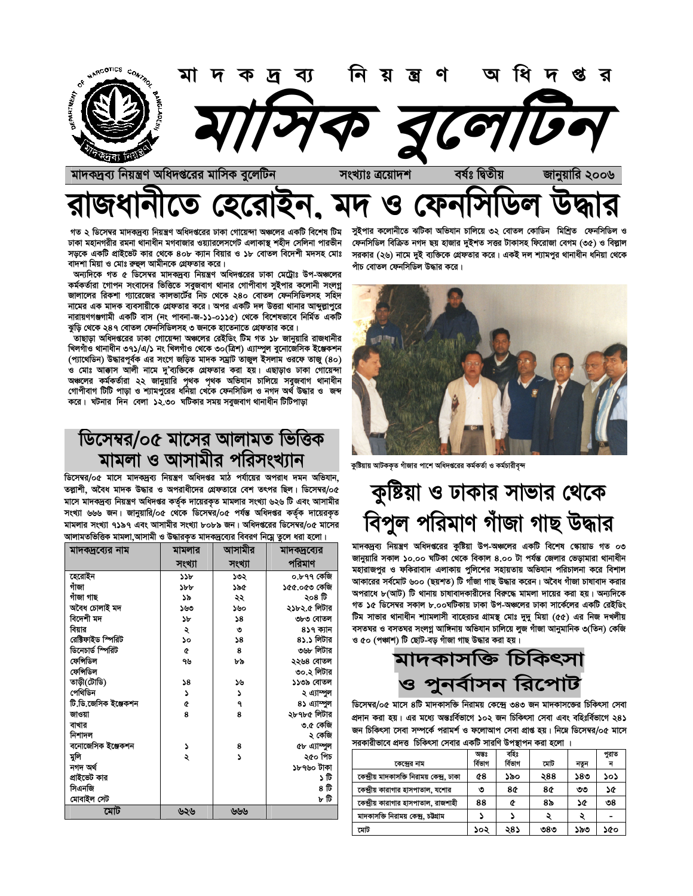# মাদকদ্রব্য নিয়ন্ত্রণ অধিদপ্তর

# মাসিক বুলেটিন

মাদকদ্রব্য নিয়ন্ত্রণ অধিদপ্তরের মাসিক বুলেটিন | সংখ্যাঃ ত্রয়োদশ | বর্ষঃ দ্বিতীয় | জানুয়ারি ২০০৬

# রাজধানীতে হেরোইন, মদ ও ফেনসিডিল উদ্ধার

গত ২ ডিসেম্বর মাদকদ্রব্য নিয়ন্ত্রণ অধিদপ্তরের ঢাকা গোয়েন্দা অঞ্চলের একটি বিশেষ টিম ঢাকা মহানগরীর রমনা থানাধীন মগবাজার ওয়্যারলেসগেটে এলাকাস্থ শহীদ সেলিনা পারভীন সড়কে একটি প্রাইভেট কার থেকে ৪০৮ ক্যান বিয়ার ও ১৮ বোতল বিদেশী মদসহ মোঃ বাদশা মিয়া ও মোঃ রুহুল আমীনকে গ্রেফতার করে।

অন্যদিকে গত ৫ ডিসেম্বর মাদকদ্রব্য নিয়ন্ত্রণ অধিদপ্তরের ঢাকা মেট্রোঃ উপ-অঞ্চলের কর্মকর্তারা গোপন সংবাদের ভিত্তিতে সবুজবাগ থানার গোপীবাগ সুইপার কলোনী সংলগ্ন জালালের রিকশা গ্যারেজের কালভার্টের নিচ থেকে ২৪০ বোতল ফেনসিডিলসহ সহিদ নামের এক মাদক ব্যবসায়ীকে গ্রেফতার করে। অপর একটি দল উত্তরা থানার আব্দুল্লাপুরে নারায়ণগঞ্জগামী একটি বাস (নং পাবনা-জ-১১-০১১৫) থেকে বিশেষভাবে নির্মিত একটি ঝুঁড়ি থেকে ২৪৭ বোতল ফেনসিডিলসহ ৩ জনকে হাতেনাতে গ্রেফতার করে।

তাছাড়া অধিদপ্তরের ঢাকা গোয়েন্দা অঞ্চলের রেইডিং টিম গত ১৮ জানুয়ারি রাজধানীর খিলগাঁও থানাধীন ৩৭১/এ/১ নং খিলগাঁও থেকে ৩০(ত্রিশ) এ্যাম্পুল বুনোজেসিক ইঞ্জেকশন (প্যাথেডিন) উদ্ধারপূর্বক এর সংগে জড়িত মাদক সম্রাট তাজুল ইসলাম ওরফে তাজু (৪০) ও মোঃ আব্বাস আলী নামে দু'ব্যক্তিকে গ্রেফতার করা হয়। এছাড়াও ঢাকা গোয়েন্দা অঞ্চলের কর্মকর্তারা ২২ জানুয়ারি পৃথক পৃথক অভিযান চালিয়ে সবুজবাগ থানাধীন গোপীবাগ টিটি পাড়া ও শ্যামপুরের ধনিয়া থেকে ফেনসিডিল ও নগদ অর্থ উদ্ধার ও জব্দ করে। ঘটনার দিন বেলা ১২.৩০ ঘটিকার সময় সবুজবাগ থানাধীন টিটিপাড়া সুইপার কলোনীতে ঝটিকা অভিযান চালিয়ে ৩২ বোতল কোডিন মিশ্রিত ফেনসিডিল ও ফেনসিডিল বিক্রিত নগদ ছয় হাজার দুইশত সত্তর টাকাসহ ফিরোজা বেগম (৩৫) ও বিপ্লব সরকার (২৬) নামে দুই ব্যক্তিকে গ্রেফতার করে। একই দল শ্যামপুর থানাধীন ধনিয়া থেকে পাঁচ বোতল ফেনসিডিল উদ্ধার করে।

## ডিসেম্বর/০৫ মাসের আলামত ভিত্তিক মামলা ও আসামীর পরিসংখ্যান

ডিসেম্বর/০৫ মাসে মাদকদ্রব্য নিয়ন্ত্রণ অধিদপ্তর মাঠ পর্যায়ের অপরাধ দমন অভিযান, তল্লাশী, অবৈধ মাদক উদ্ধার ও অপরাধীদের গ্রেফতারে বেশ তৎপর ছিল। ডিসেম্বর/০৫ মাসে মাদকদ্রব্য নিয়ন্ত্রণ অধিদপ্তর কর্তৃক দায়েরকৃত মামলার সংখ্যা ৬২৬ টি এবং আসামীর সংখ্যা ৬৬৬ জন। জানুয়ারি/০৫ থেকে ডিসেম্বর/০৫ পর্যন্ত অধিদপ্তর কর্তৃক দায়েরকৃত মামলার সংখ্যা ৭১৯৭ এবং আসামীর সংখ্যা ৮০৮৯ জন। অধিদপ্তরের ডিসেম্বর/০৫ মাসের আলামতভিত্তিক মামলা,আসামী ও উদ্ধারকৃত মাদকদ্রব্যের বিবরণ নিম্নে তুলে ধরা হলো।

| মাদকদ্রব্যের নাম | মামলার সংখ্যা | আসামীর সংখ্যা | মাদকদ্রব্যের পরিমাণ |
|---|---|---|---|
| হেরোইন | ১১৮ | ১৩২ | ০.৮৭৭ কেজি |
| গাঁজা | ১৮৮ | ১৯৫ | ১৫৫.০৫৩ কেজি |
| গাঁজা গাছ | ১৯ | ২২ | ২০৪ টি |
| অবৈধ চোলাই মদ | ১৬৩ | ১৬০ | ২১৮২.৫ লিটার |
| বিদেশী মদ | ১৮ | ১৪ | ৩৮৩ বোতল |
| বিয়ার | ২ | ৩ | ৪১৭ ক্যান |
| রেক্টিফাইড স্পিরিট | ১০ | ১৪ | ৪১.১ লিটার |
| ডিনেচার্ড স্পিরিট | ৫ | ৪ | ৩৬৮ লিটার |
| ফেন্সিডিল | ৭৬ | ৮৯ | ২২৬৪ বোতল |
| ফেন্সিডিল | | | ৩০.২ লিটার |
| তাড়ী(টোডি) | ১৪ | ১৬ | ১১৩৯ বোতল |
| পেথিডিন | ১ | ১ | ২ এ্যাম্পুল |
| টি.ডি.জেসিক ইঞ্জেকশন | ৫ | ৭ | ৪১ এ্যাম্পুল |
| জাওয়া | ৪ | ৪ | ২৮৭৮৫ লিটার |
| বাখার | | | ৩.৫ কেজি |
| নিশাদল | | | ২ কেজি |
| বনোজেসিক ইঞ্জেকশন | ১ | ৪ | ৫৮ এ্যাম্পুল |
| মুলি | ২ | ১ | ২৫০ পিচ |
| নগদ অর্থ | | | ১৮৭৬০ টাকা |
| প্রাইভেট কার | | | ১ টি |
| সিএনজি | | | ৪ টি |
| মোবাইল সেট | | | ৮ টি |
| মোট | ৬২৬ | ৬৬৬ | |

কুষ্টিয়ায় আটককৃত গাঁজার পাশে অধিদপ্তরের কর্মকর্তা ও কর্মচারীবৃন্দ

## কুষ্টিয়া ও ঢাকার সাভার থেকে বিপুল পরিমাণ গাঁজা গাছ উদ্ধার

মাদকদ্রব্য নিয়ন্ত্রণ অধিদপ্তরের কুষ্টিয়া উপ-অঞ্চলের একটি বিশেষ স্কোয়াড গত ০৩ জানুয়ারি সকাল ১০.০০ ঘটিকা থেকে বিকাল ৪.০০ টা পর্যন্ত জেলার ভেড়ামারা থানাধীন মহারাজপুর ও ফকিরাবাদ এলাকায় পুলিশের সহায়তায় অভিযান পরিচালনা করে বিশাল আকারের সর্বমোট ৬০০ (ছয়শত) টি গাঁজা গাছ উদ্ধার করেন। অবৈধ গাঁজা চাষাবাদ করার অপরাধে ৮(আট) টি থানায় চাষাবাদকারীদের বিরুদ্ধে মামলা দায়ের করা হয়। অন্যদিকে গত ১৫ ডিসেম্বর সকাল ৮.০০ঘটিকায় ঢাকা উপ-অঞ্চলের ঢাকা সার্কেলের একটি রেইডিং টিম সাভার থানাধীন শ্যামলাসী বাহেরচর গ্রামস্থ মোঃ দুদু মিয়া (৫৫) এর নিজ দখলীয় বসতঘর ও বসতঘর সংলগ্ন আঙ্গিনায় অভিযান চালিয়ে লুজ গাঁজা আনুমানিক ৩(তিন) কেজি ও ৫০ (পঞ্চাশ) টি ছোট-বড় গাঁজা গাছ উদ্ধার করা হয়।

## মাদকাসক্তি চিকিৎসা ও পুনর্বাসন রিপোর্ট

ডিসেম্বর/০৫ মাসে ৪টি মাদকাসক্তি নিরাময় কেন্দ্রে ৩৪৩ জন মাদকাসক্তের চিকিৎসা সেবা প্রদান করা হয়। এর মধ্যে অন্তঃর্বিভাগে ১০২ জন চিকিৎসা সেবা এবং বহিঃর্বিভাগে ২৪১ জন চিকিৎসা সেবা সম্পর্কে পরামর্শ ও ফলোআপ সেবা প্রাপ্ত হয়। নিম্নে ডিসেম্বর/০৫ মাসে সরকারীভাবে প্রদত্ত চিকিৎসা সেবার একটি সারণি উপস্থাপন করা হলো ।

| কেন্দ্রের নাম | অন্তঃ র্বিভাগ | বহিঃ র্বিভাগ | মোট | নতুন | পুরাতন |
|---|---|---|---|---|---|
| কেন্দ্রীয় মাদকাসক্তি নিরাময় কেন্দ্র, ঢাকা | ৫৪ | ১৯০ | ২৪৪ | ১৪৩ | ১০১ |
| কেন্দ্রীয় কারাগার হাসপাতাল, যশোর | ৩ | ৪৫ | ৪৫ | ৩৩ | ১৫ |
| কেন্দ্রীয় কারাগার হাসপাতাল, রাজশাহী | ৪৪ | ৫ | ৪৯ | ১৫ | ৩৪ |
| মাদকাসক্তি নিরাময় কেন্দ্র, চট্টগ্রাম | ১ | ১ | ২ | ২ | - |
| মোট | ১০২ | ২৪১ | ৩৪৩ | ১৯৩ | ১৫০ |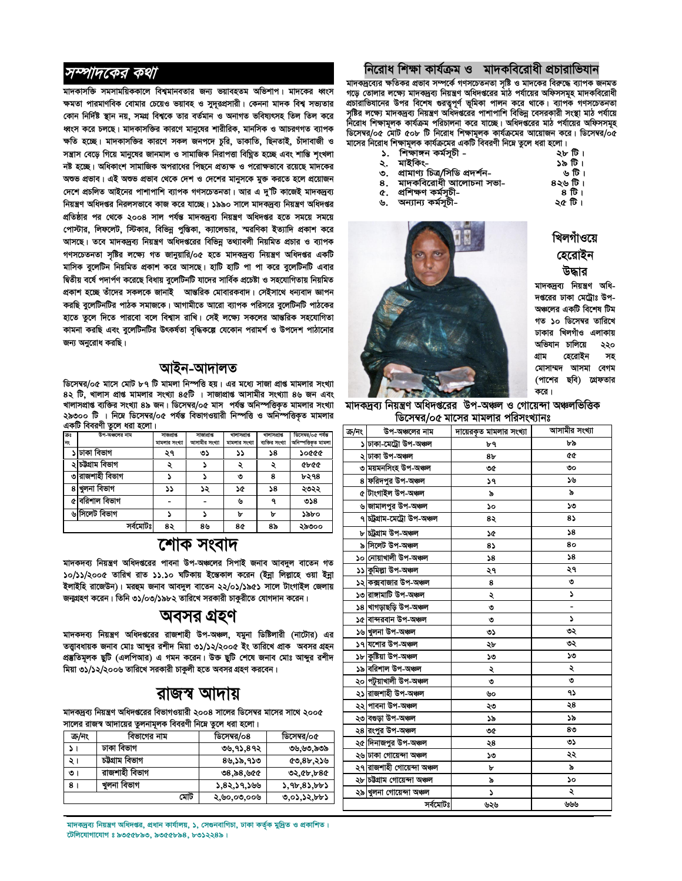## সম্পাদকের কথা

মাদকাসক্তি সমসাময়িককালে বিশ্বমানবতার জন্য ভয়াবহতম অভিশাপ। মাদকের ধ্বংস ক্ষমতা পারমাণবিক বোমার চেয়েও ভয়াবহ ও সুদূরপ্রসারী। কেননা মাদক বিশ্ব সভ্যতার কোন নির্দিষ্ট স্থান নয়, সমগ্র বিশ্বকে তার বর্তমান ও অনাগত ভবিষ্যৎসহ তিল তিল করে ধ্বংস করে চলছে। মাদকাসক্তির কারণে মানুষের শারীরিক, মানসিক ও আচরণগত ব্যাপক ক্ষতি হচ্ছে। মাদকাসক্তির কারণে সকল জনপদে চুরি, ডাকাতি, ছিনতাই, চাঁদাবাজী ও সন্ত্রাস বেড়ে গিয়ে মানুষের জানমাল ও সামাজিক নিরাপত্তা বিঘ্নিত হচ্ছে এবং শান্তি শৃংখলা নষ্ট হচ্ছে। অধিকাংশ সামাজিক অপরাধের পিছনে প্রত্যক্ষ ও পরোক্ষভাবে রয়েছে মাদকের অশুভ প্রভাব। এই অশুভ প্রভাব থেকে দেশ ও দেশের মানুষকে মুক্ত করতে হলে প্রয়োজন দেশে প্রচলিত আইনের পাশাপাশি ব্যাপক গণসচেতনতা। আর এ দু'টি কাজেই মাদকদ্রব্য নিয়ন্ত্রণ অধিদপ্তর নিরলসভাবে কাজ করে যাচ্ছে। ১৯৯০ সালে মাদকদ্রব্য নিয়ন্ত্রণ অধিদপ্তর প্রতিষ্ঠার পর থেকে ২০০৪ সাল পর্যন্ত মাদকদ্রব্য নিয়ন্ত্রণ অধিদপ্তর হতে সময়ে সময়ে পোস্টার, লিফলেট, স্টিকার, বিভিন্ন পুস্তিকা, ক্যালেন্ডার, স্মরণিকা ইত্যাদি প্রকাশ করে আসছে। তবে মাদকদ্রব্য নিয়ন্ত্রণ অধিদপ্তরের বিভিন্ন তথ্যাবলী নিয়মিত প্রচার ও ব্যাপক গণসচেতনতা সৃষ্টির লক্ষ্যে গত জানুয়ারি/০৫ হতে মাদকদ্রব্য নিয়ন্ত্রণ অধিদপ্তর একটি মাসিক বুলেটিন নিয়মিত প্রকাশ করে আসছে। হাটি হাটি পা পা করে বুলেটিনটি এবার দ্বিতীয় বর্ষে পদার্পণ করেছে বিধায় বুলেটিনটি যাদের সার্বিক প্রচেষ্টা ও সহযোগিতায় নিয়মিত প্রকাশ হচ্ছে তাঁদের সকলকে জানাই আন্তরিক মোবারকবাদ। সেইসাথে ধন্যবাদ জ্ঞাপন করছি বুলেটিনটির পাঠক সমাজকে। আগামীতে আরো ব্যাপক পরিসরে বুলেটিনটি পাঠকের হাতে তুলে দিতে পারবো বলে বিশ্বাস রাখি। সেই লক্ষ্যে সকলের আন্তরিক সহযোগিতা কামনা করছি এবং বুলেটিনটির উৎকর্ষতা বৃদ্ধিকল্পে যেকোন পরামর্শ ও উপদেশ পাঠানোর জন্য অনুরোধ করছি।

## আইন-আদালত

ডিসেম্বর/০৫ মাসে মোট ৮৭ টি মামলা নিস্পত্তি হয়। এর মধ্যে সাজা প্রাপ্ত মামলার সংখ্যা ৪২ টি, খালাস প্রাপ্ত মামলার সংখ্যা ৪৫টি । সাজাপ্রাপ্ত আসামীর সংখ্যা ৪৬ জন এবং খালাসপ্রাপ্ত ব্যক্তির সংখ্যা ৪৯ জন। ডিসেম্বর/০৫ মাস পর্যন্ত অনিস্পত্তিকৃত মামলার সংখ্যা ২৯৩০০ টি । নিম্নে ডিসেম্বর/০৫ পর্যন্ত বিভাগওয়ারী নিস্পত্তি ও অনিস্পত্তিকৃত মামলার একটি বিবরণী তুলে ধরা হলো।

| ক্র নং | উপ-অঞ্চলের নাম | সাজাপ্রাপ্ত মামলার সংখ্যা | সাজাপ্রাপ্ত আসামীর সংখ্যা | খালাসপ্রাপ্ত মামলার সংখ্যা | খালাসপ্রাপ্ত ব্যক্তির সংখ্যা | ডিসেম্বর/০৫ পর্যন্ত অনিস্পত্তিকৃত মামলা |
|---|---|---|---|---|---|---|
| ১ | ঢাকা বিভাগ | ২৭ | ৩১ | ১১ | ১৪ | ১০৫৫৫ |
| ২ | চট্টগ্রাম বিভাগ | ২ | ১ | ২ | ২ | ৫৮৫৫ |
| ৩ | রাজশাহী বিভাগ | ১ | ১ | ৩ | ৪ | ৮২৭৪ |
| ৪ | খুলনা বিভাগ | ১১ | ১২ | ১৫ | ১৪ | ২৩২২ |
| ৫ | বরিশাল বিভাগ | - | - | ৬ | ৭ | ৩১৪ |
| ৬ | সিলেট বিভাগ | ১ | ১ | ৮ | ৮ | ১৯৮০ |
| | সর্বমোটঃ | ৪২ | ৪৬ | ৪৫ | ৪৯ | ২৯৩০০ |

## শোক সংবাদ

মাদকদব্য নিয়ন্ত্রণ অধিদপ্তরের পাবনা উপ-অঞ্চলের সিপাই জনাব আবদুল বাতেন গত ১০/১১/২০০৫ তারিখ রাত ১১.১০ ঘটিকায় ইন্তেকাল করেন (ইন্না লিল্লাহে ওয়া ইন্না ইলাইহি রাজেউন)। মরহুম জনাব আবদুল বাতেন ২২/০১/১৯৫১ সালে টাংগাইল জেলায় জন্মগ্রহণ করেন। তিনি ৩১/০৩/১৯৮২ তারিখে সরকারী চাকুরীতে যোগদান করেন।

## অবসর গ্রহণ

মাদকদব্য নিয়ন্ত্রণ অধিদপ্তরের রাজশাহী উপ-অঞ্চল, যমুনা ডিষ্টিলারী (নাটোর) এর তত্ত্বাবধায়ক জনাব মোঃ আব্দুর রশীদ মিয়া ৩১/১২/২০০৫ ইং তারিখে প্রাক অবসর গ্রহন প্রস্তুতিমূলক ছুটি (এলপিআর) এ গমন করেন। উক্ত ছুটি শেষে জনাব মোঃ আব্দুর রশীদ মিয়া ৩১/১২/২০০৬ তারিখে সরকারী চাকুরী হতে অবসর গ্রহণ করবেন।

## রাজস্ব আদায়

মাদকদ্রব্য নিয়ন্ত্রণ অধিদপ্তরের বিভাগওয়ারী ২০০৪ সালের ডিসেম্বর মাসের সাথে ২০০৫ সালের রাজস্ব আদায়ের তুলনামূলক বিবরণী নিম্নে তুলে ধরা হলো।

| ক্র/নং | বিভাগের নাম | ডিসেম্বর/০৪ | ডিসেম্বর/০৫ |
|---|---|---|---|
| ১। | ঢাকা বিভাগ | ৩৬,৭১,৪৭২ | ৩৬,৬৩,৯৩৯ |
| ২। | চট্টগ্রাম বিভাগ | ৪৬,১৯,৭১৩ | ৫৩,৪৮,২১৬ |
| ৩। | রাজশাহী বিভাগ | ৩৪,৯৪,৬৫৫ | ৩২,৫৮,৮৪৫ |
| ৪। | খুলনা বিভাগ | ১,৪২,১৭,১৬৬ | ১,৭৮,৪১,৮৮১ |
| | মোট | ২,৬০,০৩,০০৬ | ৩,০১,১২,৮৮১ |

## নিরোধ শিক্ষা কার্যক্রম ও মাদকবিরোধী প্রচারাভিযান

মাদকদ্রব্যের ক্ষতিকর প্রভাব সম্পর্কে গণসচেতনতা সৃষ্টি ও মাদকের বিরুদ্ধে ব্যাপক জনমত গড়ে তোলার লক্ষ্যে মাদকদ্রব্য নিয়ন্ত্রণ অধিদপ্তরের মাঠ পর্যায়ের অফিসসমূহ মাদকবিরোধী প্রচারাভিযানের উপর বিশেষ গুরত্বপূর্ণ ভূমিকা পালন করে থাকে। ব্যাপক গণসচেতনতা সৃষ্টির লক্ষ্যে মাদকদ্রব্য নিয়ন্ত্রণ অধিদপ্তরের পাশাপাশি বিভিন্ন বেসরকারী সংস্থা মাঠ পর্যায়ে নিরোধ শিক্ষামূলক কার্যক্রম পরিচালনা করে যাচ্ছে। অধিদপ্তরের মাঠ পর্যায়ের অফিসসমূহ ডিসেম্বর/০৫ মোট ৫০৮ টি নিরোধ শিক্ষামূলক কার্যক্রমের আয়োজন করে। ডিসেম্বর/০৫ মাসের নিরোধ শিক্ষামূলক কার্যক্রমের একটি বিবরণী নিম্নে তুলে ধরা হলো।

১. শিক্ষাঙ্গন কর্মসূচী - ২৮ টি।
২. মাইকিং- ১৯ টি।
৩. প্রামাণ্য চিত্র/সিডি প্রদর্শন- ৬ টি।
৪. মাদকবিরোধী আলোচনা সভা- ৪২৬ টি।
৫. প্রশিক্ষণ কর্মসূচী- ৪ টি।
৬. অন্যান্য কর্মসূচী- ২৫ টি।

## খিলগাঁওয়ে হেরোইন উদ্ধার

মাদকদ্রব্য নিয়ন্ত্রণ অধিদপ্তরের ঢাকা মেট্রোঃ উপ-অঞ্চলের একটি বিশেষ টিম গত ১০ ডিসেম্বর তারিখে ঢাকার খিলগাঁও এলাকায় অভিযান চালিয়ে ২২০ গ্রাম হেরোইন সহ মোসাম্মদ আসমা বেগম (পাশের ছবি) গ্রেফতার করে।

## মাদকদ্রব্য নিয়ন্ত্রণ অধিদপ্তরের উপ-অঞ্চল ও গোয়েন্দা অঞ্চলভিত্তিক ডিসেম্বর/০৫ মাসের মামলার পরিসংখ্যানঃ

| ক্র/নং | উপ-অঞ্চলের নাম | দায়েরকৃত মামলার সংখ্যা | আসামীর সংখ্যা |
|---|---|---|---|
| ১ | ঢাকা-মেট্রো উপ-অঞ্চল | ৮৭ | ৮৯ |
| ২ | ঢাকা উপ-অঞ্চল | ৪৮ | ৫৫ |
| ৩ | ময়মনসিংহ উপ-অঞ্চল | ৩৫ | ৩০ |
| ৪ | ফরিদপুর উপ-অঞ্চল | ১৭ | ১৬ |
| ৫ | টাংগাইল উপ-অঞ্চল | ৯ | ৯ |
| ৬ | জামালপুর উপ-অঞ্চল | ১০ | ১৩ |
| ৭ | চট্টগ্রাম-মেট্রো উপ-অঞ্চল | ৪২ | ৪১ |
| ৮ | চট্টগ্রাম উপ-অঞ্চল | ১৫ | ১৪ |
| ৯ | সিলেট উপ-অঞ্চল | ৪১ | ৪০ |
| ১০ | নোয়াখালী উপ-অঞ্চল | ১৪ | ১৪ |
| ১১ | কুমিল্লা উপ-অঞ্চল | ২৭ | ২৭ |
| ১২ | কক্সবাজার উপ-অঞ্চল | ৪ | ৩ |
| ১৩ | রাঙ্গামাটি উপ-অঞ্চল | ২ | ১ |
| ১৪ | খাগড়াছড়ি উপ-অঞ্চল | ৩ | - |
| ১৫ | বান্দরবান উপ-অঞ্চল | ৩ | ১ |
| ১৬ | খুলনা উপ-অঞ্চল | ৩১ | ৩২ |
| ১৭ | যশোর উপ-অঞ্চল | ২৮ | ৩২ |
| ১৮ | কুষ্টিয়া উপ-অঞ্চল | ১৩ | ১৩ |
| ১৯ | বরিশাল উপ-অঞ্চল | ২ | ২ |
| ২০ | পটুয়াখালী উপ-অঞ্চল | ৩ | ৩ |
| ২১ | রাজশাহী উপ-অঞ্চল | ৬০ | ৭১ |
| ২২ | পাবনা উপ-অঞ্চল | ২৩ | ২৪ |
| ২৩ | বগুড়া উপ-অঞ্চল | ১৯ | ১৯ |
| ২৪ | রংপুর উপ-অঞ্চল | ৩৫ | ৪৩ |
| ২৫ | দিনাজপুর উপ-অঞ্চল | ২৪ | ৩১ |
| ২৬ | ঢাকা গোয়েন্দা অঞ্চল | ১৩ | ২২ |
| ২৭ | রাজশাহী গোয়েন্দা অঞ্চল | ৮ | ৯ |
| ২৮ | চট্টগ্রাম গোয়েন্দা অঞ্চল | ৯ | ১০ |
| ২৯ | খুলনা গোয়েন্দা অঞ্চল | ১ | ২ |
| | সর্বমোটঃ | ৬২৬ | ৬৬৬ |

মাদকদ্রব্য নিয়ন্ত্রণ অধিদপ্তর, প্রধান কার্যালয়, ১, সেগুনবাগিচা, ঢাকা কর্তৃক মুদ্রিত ও প্রকাশিত।
টেলিযোগাযোগ ঃ ৯৩৫৫৮৯৩, ৯৩৫৫৮৯৪, ৮৩১২২৪৯।